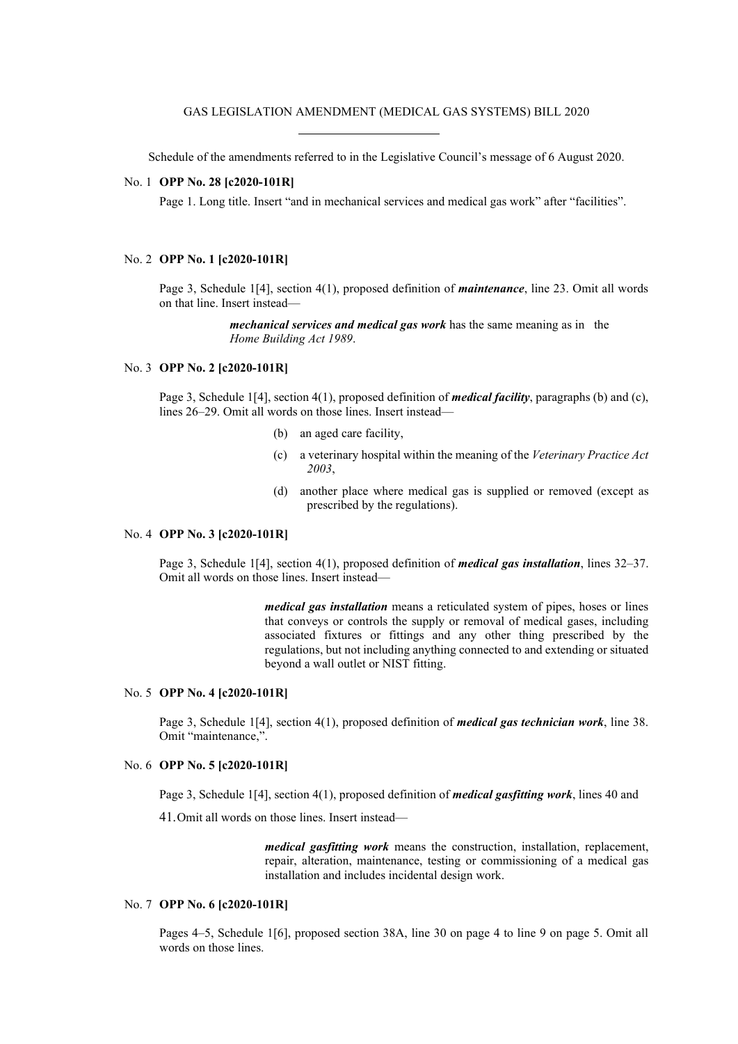GAS LEGISLATION AMENDMENT (MEDICAL GAS SYSTEMS) BILL 2020

Schedule of the amendments referred to in the Legislative Council's message of 6 August 2020.

No. 1 **OPP No. 28 [c2020-101R]**

Page 1. Long title. Insert "and in mechanical services and medical gas work" after "facilities".

No. 2 **OPP No. 1 [c2020-101R]**

Page 3, Schedule 1[4], section 4(1), proposed definition of ***maintenance***, line 23. Omit all words on that line. Insert instead—

> ***mechanical services and medical gas work*** has the same meaning as in the *Home Building Act 1989*.

No. 3 **OPP No. 2 [c2020-101R]**

Page 3, Schedule 1[4], section 4(1), proposed definition of ***medical facility***, paragraphs (b) and (c), lines 26–29. Omit all words on those lines. Insert instead—

> (b) an aged care facility,
>
> (c) a veterinary hospital within the meaning of the *Veterinary Practice Act 2003*,
>
> (d) another place where medical gas is supplied or removed (except as prescribed by the regulations).

No. 4 **OPP No. 3 [c2020-101R]**

Page 3, Schedule 1[4], section 4(1), proposed definition of ***medical gas installation***, lines 32–37. Omit all words on those lines. Insert instead—

> ***medical gas installation*** means a reticulated system of pipes, hoses or lines that conveys or controls the supply or removal of medical gases, including associated fixtures or fittings and any other thing prescribed by the regulations, but not including anything connected to and extending or situated beyond a wall outlet or NIST fitting.

No. 5 **OPP No. 4 [c2020-101R]**

Page 3, Schedule 1[4], section 4(1), proposed definition of ***medical gas technician work***, line 38. Omit "maintenance,".

No. 6 **OPP No. 5 [c2020-101R]**

Page 3, Schedule 1[4], section 4(1), proposed definition of ***medical gasfitting work***, lines 40 and 41. Omit all words on those lines. Insert instead—

> ***medical gasfitting work*** means the construction, installation, replacement, repair, alteration, maintenance, testing or commissioning of a medical gas installation and includes incidental design work.

No. 7 **OPP No. 6 [c2020-101R]**

Pages 4–5, Schedule 1[6], proposed section 38A, line 30 on page 4 to line 9 on page 5. Omit all words on those lines.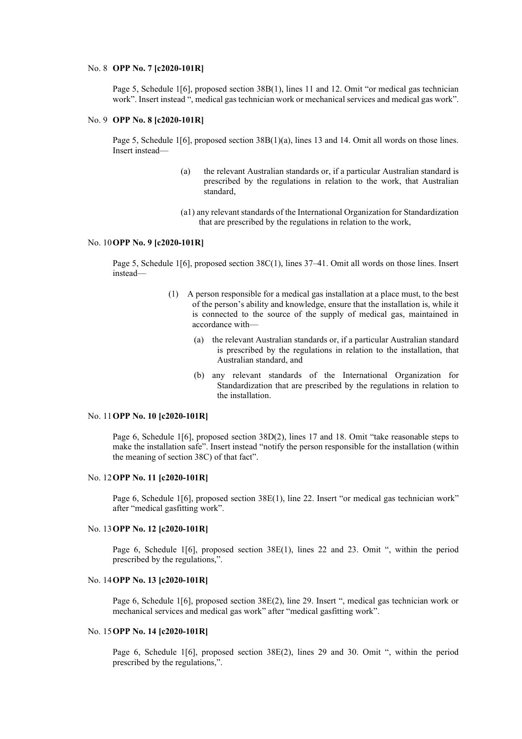No. 8 **OPP No. 7 [c2020-101R]**

Page 5, Schedule 1[6], proposed section 38B(1), lines 11 and 12. Omit "or medical gas technician work". Insert instead ", medical gas technician work or mechanical services and medical gas work".

No. 9 **OPP No. 8 [c2020-101R]**

Page 5, Schedule 1[6], proposed section 38B(1)(a), lines 13 and 14. Omit all words on those lines. Insert instead—

> (a) the relevant Australian standards or, if a particular Australian standard is prescribed by the regulations in relation to the work, that Australian standard,
>
> (a1) any relevant standards of the International Organization for Standardization that are prescribed by the regulations in relation to the work,

No. 10 **OPP No. 9 [c2020-101R]**

Page 5, Schedule 1[6], proposed section 38C(1), lines 37–41. Omit all words on those lines. Insert instead—

> (1) A person responsible for a medical gas installation at a place must, to the best of the person's ability and knowledge, ensure that the installation is, while it is connected to the source of the supply of medical gas, maintained in accordance with—
>
> (a) the relevant Australian standards or, if a particular Australian standard is prescribed by the regulations in relation to the installation, that Australian standard, and
>
> (b) any relevant standards of the International Organization for Standardization that are prescribed by the regulations in relation to the installation.

No. 11 **OPP No. 10 [c2020-101R]**

Page 6, Schedule 1[6], proposed section 38D(2), lines 17 and 18. Omit "take reasonable steps to make the installation safe". Insert instead "notify the person responsible for the installation (within the meaning of section 38C) of that fact".

No. 12 **OPP No. 11 [c2020-101R]**

Page 6, Schedule 1[6], proposed section 38E(1), line 22. Insert "or medical gas technician work" after "medical gasfitting work".

No. 13 **OPP No. 12 [c2020-101R]**

Page 6, Schedule 1[6], proposed section 38E(1), lines 22 and 23. Omit ", within the period prescribed by the regulations,".

No. 14 **OPP No. 13 [c2020-101R]**

Page 6, Schedule 1[6], proposed section 38E(2), line 29. Insert ", medical gas technician work or mechanical services and medical gas work" after "medical gasfitting work".

No. 15 **OPP No. 14 [c2020-101R]**

Page 6, Schedule 1[6], proposed section 38E(2), lines 29 and 30. Omit ", within the period prescribed by the regulations,".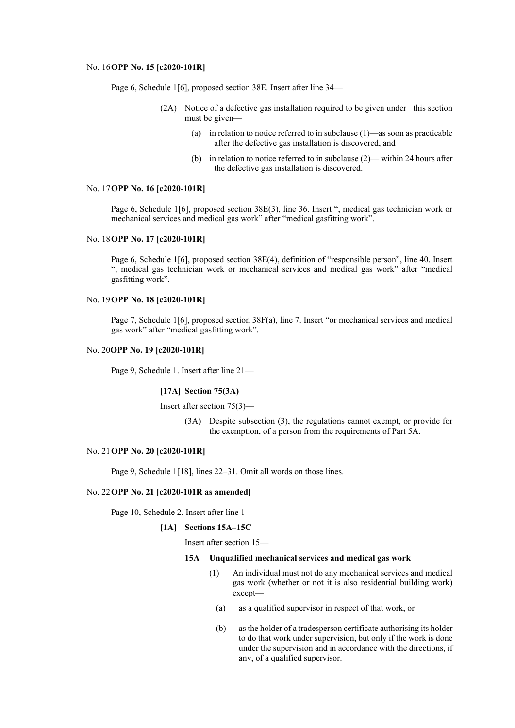No. 16 **OPP No. 15 [c2020-101R]**

Page 6, Schedule 1[6], proposed section 38E. Insert after line 34—

> (2A) Notice of a defective gas installation required to be given under this section must be given—
>
> (a) in relation to notice referred to in subclause (1)—as soon as practicable after the defective gas installation is discovered, and
>
> (b) in relation to notice referred to in subclause (2)— within 24 hours after the defective gas installation is discovered.

No. 17 **OPP No. 16 [c2020-101R]**

Page 6, Schedule 1[6], proposed section 38E(3), line 36. Insert ", medical gas technician work or mechanical services and medical gas work" after "medical gasfitting work".

No. 18 **OPP No. 17 [c2020-101R]**

Page 6, Schedule 1[6], proposed section 38E(4), definition of "responsible person", line 40. Insert ", medical gas technician work or mechanical services and medical gas work" after "medical gasfitting work".

No. 19 **OPP No. 18 [c2020-101R]**

Page 7, Schedule 1[6], proposed section 38F(a), line 7. Insert "or mechanical services and medical gas work" after "medical gasfitting work".

No. 20 **OPP No. 19 [c2020-101R]**

Page 9, Schedule 1. Insert after line 21—

> **[17A] Section 75(3A)**
>
> Insert after section 75(3)—
>
> (3A) Despite subsection (3), the regulations cannot exempt, or provide for the exemption, of a person from the requirements of Part 5A.

No. 21 **OPP No. 20 [c2020-101R]**

Page 9, Schedule 1[18], lines 22–31. Omit all words on those lines.

No. 22 **OPP No. 21 [c2020-101R as amended]**

Page 10, Schedule 2. Insert after line 1—

> **[1A] Sections 15A–15C**
>
> Insert after section 15—
>
> **15A Unqualified mechanical services and medical gas work**
>
> (1) An individual must not do any mechanical services and medical gas work (whether or not it is also residential building work) except—
>
> (a) as a qualified supervisor in respect of that work, or
>
> (b) as the holder of a tradesperson certificate authorising its holder to do that work under supervision, but only if the work is done under the supervision and in accordance with the directions, if any, of a qualified supervisor.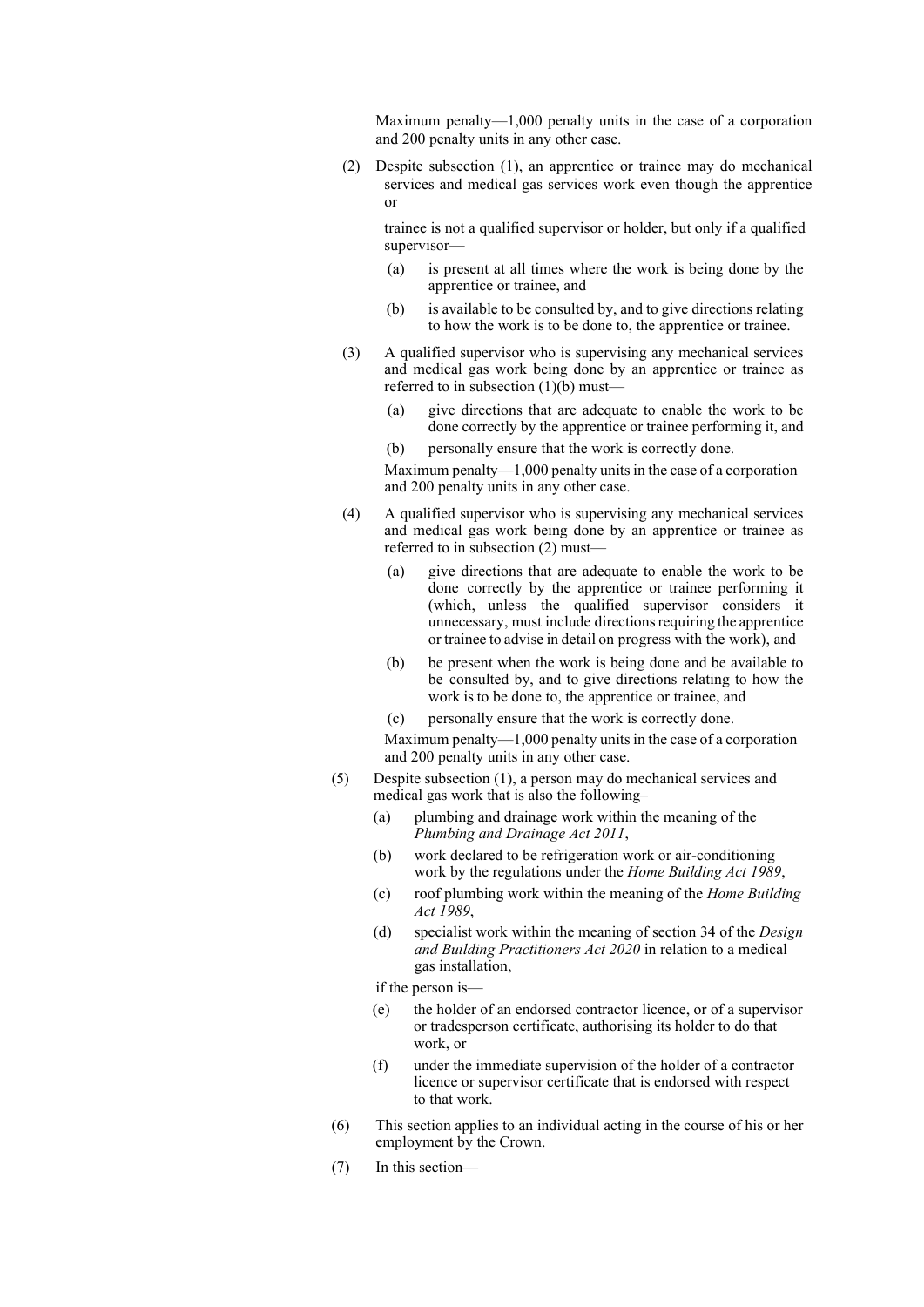Maximum penalty—1,000 penalty units in the case of a corporation and 200 penalty units in any other case.

(2) Despite subsection (1), an apprentice or trainee may do mechanical services and medical gas services work even though the apprentice or

trainee is not a qualified supervisor or holder, but only if a qualified supervisor—

(a) is present at all times where the work is being done by the apprentice or trainee, and

(b) is available to be consulted by, and to give directions relating to how the work is to be done to, the apprentice or trainee.

(3) A qualified supervisor who is supervising any mechanical services and medical gas work being done by an apprentice or trainee as referred to in subsection (1)(b) must—

(a) give directions that are adequate to enable the work to be done correctly by the apprentice or trainee performing it, and

(b) personally ensure that the work is correctly done.

Maximum penalty—1,000 penalty units in the case of a corporation and 200 penalty units in any other case.

(4) A qualified supervisor who is supervising any mechanical services and medical gas work being done by an apprentice or trainee as referred to in subsection (2) must—

(a) give directions that are adequate to enable the work to be done correctly by the apprentice or trainee performing it (which, unless the qualified supervisor considers it unnecessary, must include directions requiring the apprentice or trainee to advise in detail on progress with the work), and

(b) be present when the work is being done and be available to be consulted by, and to give directions relating to how the work is to be done to, the apprentice or trainee, and

(c) personally ensure that the work is correctly done.

Maximum penalty—1,000 penalty units in the case of a corporation and 200 penalty units in any other case.

(5) Despite subsection (1), a person may do mechanical services and medical gas work that is also the following–

(a) plumbing and drainage work within the meaning of the *Plumbing and Drainage Act 2011*,

(b) work declared to be refrigeration work or air-conditioning work by the regulations under the *Home Building Act 1989*,

(c) roof plumbing work within the meaning of the *Home Building Act 1989*,

(d) specialist work within the meaning of section 34 of the *Design and Building Practitioners Act 2020* in relation to a medical gas installation,

if the person is—

(e) the holder of an endorsed contractor licence, or of a supervisor or tradesperson certificate, authorising its holder to do that work, or

(f) under the immediate supervision of the holder of a contractor licence or supervisor certificate that is endorsed with respect to that work.

(6) This section applies to an individual acting in the course of his or her employment by the Crown.

(7) In this section—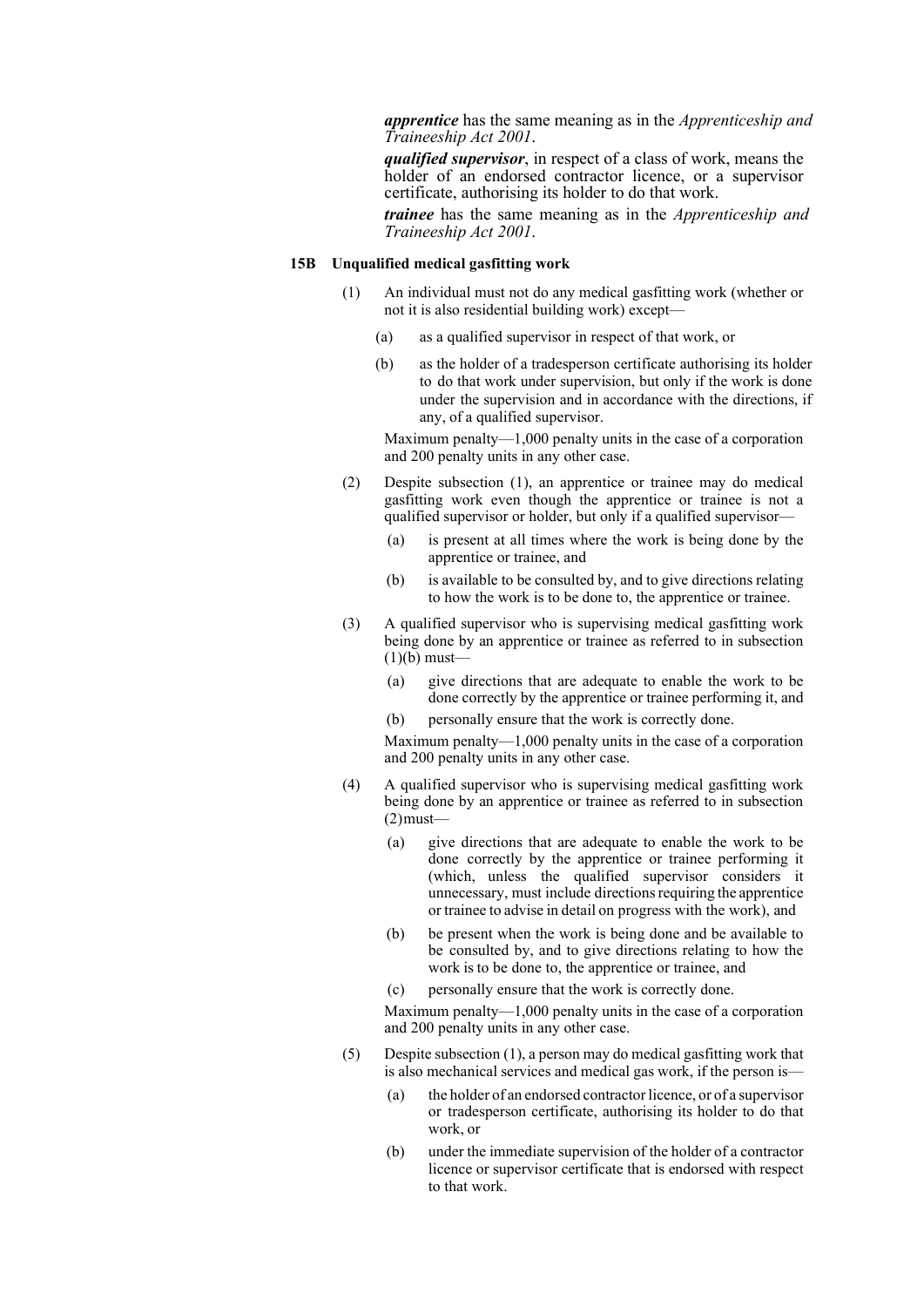***apprentice*** has the same meaning as in the *Apprenticeship and Traineeship Act 2001*.

***qualified supervisor***, in respect of a class of work, means the holder of an endorsed contractor licence, or a supervisor certificate, authorising its holder to do that work.

***trainee*** has the same meaning as in the *Apprenticeship and Traineeship Act 2001*.

**15B Unqualified medical gasfitting work**

(1) An individual must not do any medical gasfitting work (whether or not it is also residential building work) except—

(a) as a qualified supervisor in respect of that work, or

(b) as the holder of a tradesperson certificate authorising its holder to do that work under supervision, but only if the work is done under the supervision and in accordance with the directions, if any, of a qualified supervisor.

Maximum penalty—1,000 penalty units in the case of a corporation and 200 penalty units in any other case.

(2) Despite subsection (1), an apprentice or trainee may do medical gasfitting work even though the apprentice or trainee is not a qualified supervisor or holder, but only if a qualified supervisor—

(a) is present at all times where the work is being done by the apprentice or trainee, and

(b) is available to be consulted by, and to give directions relating to how the work is to be done to, the apprentice or trainee.

(3) A qualified supervisor who is supervising medical gasfitting work being done by an apprentice or trainee as referred to in subsection (1)(b) must—

(a) give directions that are adequate to enable the work to be done correctly by the apprentice or trainee performing it, and

(b) personally ensure that the work is correctly done.

Maximum penalty—1,000 penalty units in the case of a corporation and 200 penalty units in any other case.

(4) A qualified supervisor who is supervising medical gasfitting work being done by an apprentice or trainee as referred to in subsection (2)must—

(a) give directions that are adequate to enable the work to be done correctly by the apprentice or trainee performing it (which, unless the qualified supervisor considers it unnecessary, must include directions requiring the apprentice or trainee to advise in detail on progress with the work), and

(b) be present when the work is being done and be available to be consulted by, and to give directions relating to how the work is to be done to, the apprentice or trainee, and

(c) personally ensure that the work is correctly done.

Maximum penalty—1,000 penalty units in the case of a corporation and 200 penalty units in any other case.

(5) Despite subsection (1), a person may do medical gasfitting work that is also mechanical services and medical gas work, if the person is—

(a) the holder of an endorsed contractor licence, or of a supervisor or tradesperson certificate, authorising its holder to do that work, or

(b) under the immediate supervision of the holder of a contractor licence or supervisor certificate that is endorsed with respect to that work.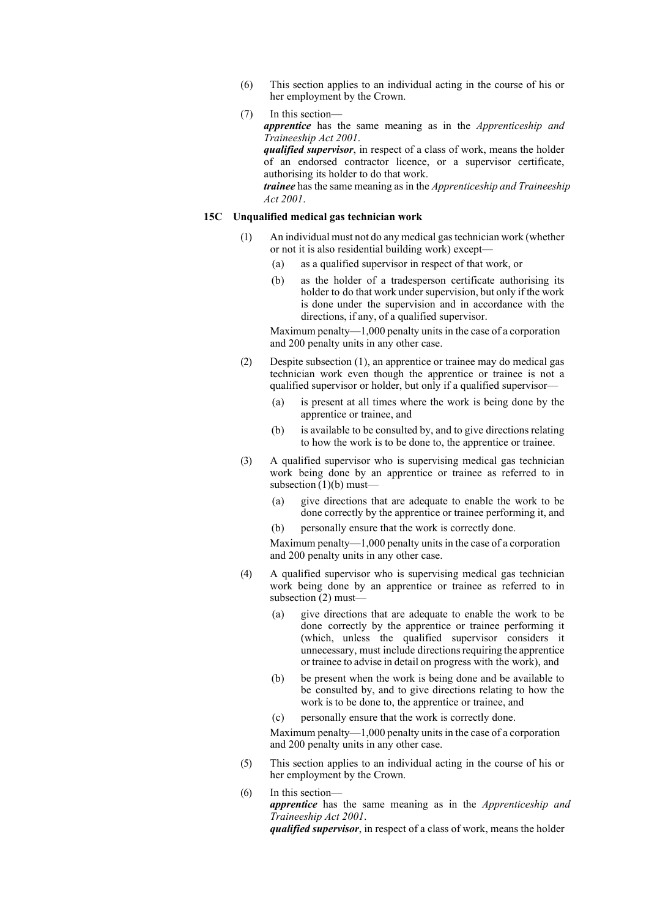(6) This section applies to an individual acting in the course of his or her employment by the Crown.

(7) In this section—

***apprentice*** has the same meaning as in the *Apprenticeship and Traineeship Act 2001*.

***qualified supervisor***, in respect of a class of work, means the holder of an endorsed contractor licence, or a supervisor certificate, authorising its holder to do that work.

***trainee*** has the same meaning as in the *Apprenticeship and Traineeship Act 2001*.

### 15C Unqualified medical gas technician work

(1) An individual must not do any medical gas technician work (whether or not it is also residential building work) except—

- (a) as a qualified supervisor in respect of that work, or
- (b) as the holder of a tradesperson certificate authorising its holder to do that work under supervision, but only if the work is done under the supervision and in accordance with the directions, if any, of a qualified supervisor.

Maximum penalty—1,000 penalty units in the case of a corporation and 200 penalty units in any other case.

(2) Despite subsection (1), an apprentice or trainee may do medical gas technician work even though the apprentice or trainee is not a qualified supervisor or holder, but only if a qualified supervisor—

- (a) is present at all times where the work is being done by the apprentice or trainee, and
- (b) is available to be consulted by, and to give directions relating to how the work is to be done to, the apprentice or trainee.

(3) A qualified supervisor who is supervising medical gas technician work being done by an apprentice or trainee as referred to in subsection (1)(b) must—

- (a) give directions that are adequate to enable the work to be done correctly by the apprentice or trainee performing it, and
- (b) personally ensure that the work is correctly done.

Maximum penalty—1,000 penalty units in the case of a corporation and 200 penalty units in any other case.

(4) A qualified supervisor who is supervising medical gas technician work being done by an apprentice or trainee as referred to in subsection (2) must—

- (a) give directions that are adequate to enable the work to be done correctly by the apprentice or trainee performing it (which, unless the qualified supervisor considers it unnecessary, must include directions requiring the apprentice or trainee to advise in detail on progress with the work), and
- (b) be present when the work is being done and be available to be consulted by, and to give directions relating to how the work is to be done to, the apprentice or trainee, and
- (c) personally ensure that the work is correctly done.

Maximum penalty—1,000 penalty units in the case of a corporation and 200 penalty units in any other case.

(5) This section applies to an individual acting in the course of his or her employment by the Crown.

(6) In this section—

***apprentice*** has the same meaning as in the *Apprenticeship and Traineeship Act 2001*.

***qualified supervisor***, in respect of a class of work, means the holder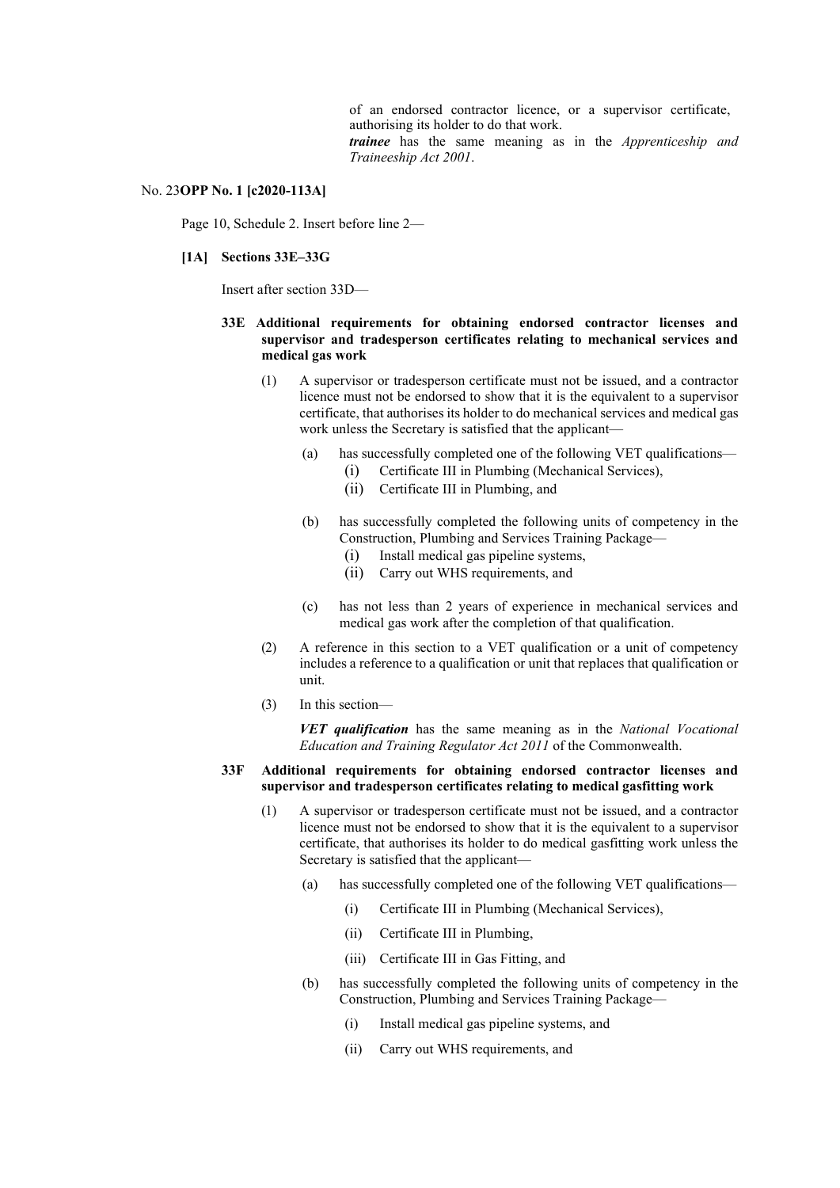of an endorsed contractor licence, or a supervisor certificate, authorising its holder to do that work.

***trainee*** has the same meaning as in the *Apprenticeship and Traineeship Act 2001*.

No. 23**OPP No. 1 [c2020-113A]**

Page 10, Schedule 2. Insert before line 2—

**[1A] Sections 33E–33G**

Insert after section 33D—

**33E Additional requirements for obtaining endorsed contractor licenses and supervisor and tradesperson certificates relating to mechanical services and medical gas work**

(1) A supervisor or tradesperson certificate must not be issued, and a contractor licence must not be endorsed to show that it is the equivalent to a supervisor certificate, that authorises its holder to do mechanical services and medical gas work unless the Secretary is satisfied that the applicant—

(a) has successfully completed one of the following VET qualifications—

(i) Certificate III in Plumbing (Mechanical Services),

(ii) Certificate III in Plumbing, and

(b) has successfully completed the following units of competency in the Construction, Plumbing and Services Training Package—

(i) Install medical gas pipeline systems,

(ii) Carry out WHS requirements, and

(c) has not less than 2 years of experience in mechanical services and medical gas work after the completion of that qualification.

(2) A reference in this section to a VET qualification or a unit of competency includes a reference to a qualification or unit that replaces that qualification or unit.

(3) In this section—

***VET qualification*** has the same meaning as in the *National Vocational Education and Training Regulator Act 2011* of the Commonwealth.

**33F Additional requirements for obtaining endorsed contractor licenses and supervisor and tradesperson certificates relating to medical gasfitting work**

(1) A supervisor or tradesperson certificate must not be issued, and a contractor licence must not be endorsed to show that it is the equivalent to a supervisor certificate, that authorises its holder to do medical gasfitting work unless the Secretary is satisfied that the applicant—

(a) has successfully completed one of the following VET qualifications—

(i) Certificate III in Plumbing (Mechanical Services),

(ii) Certificate III in Plumbing,

(iii) Certificate III in Gas Fitting, and

(b) has successfully completed the following units of competency in the Construction, Plumbing and Services Training Package—

(i) Install medical gas pipeline systems, and

(ii) Carry out WHS requirements, and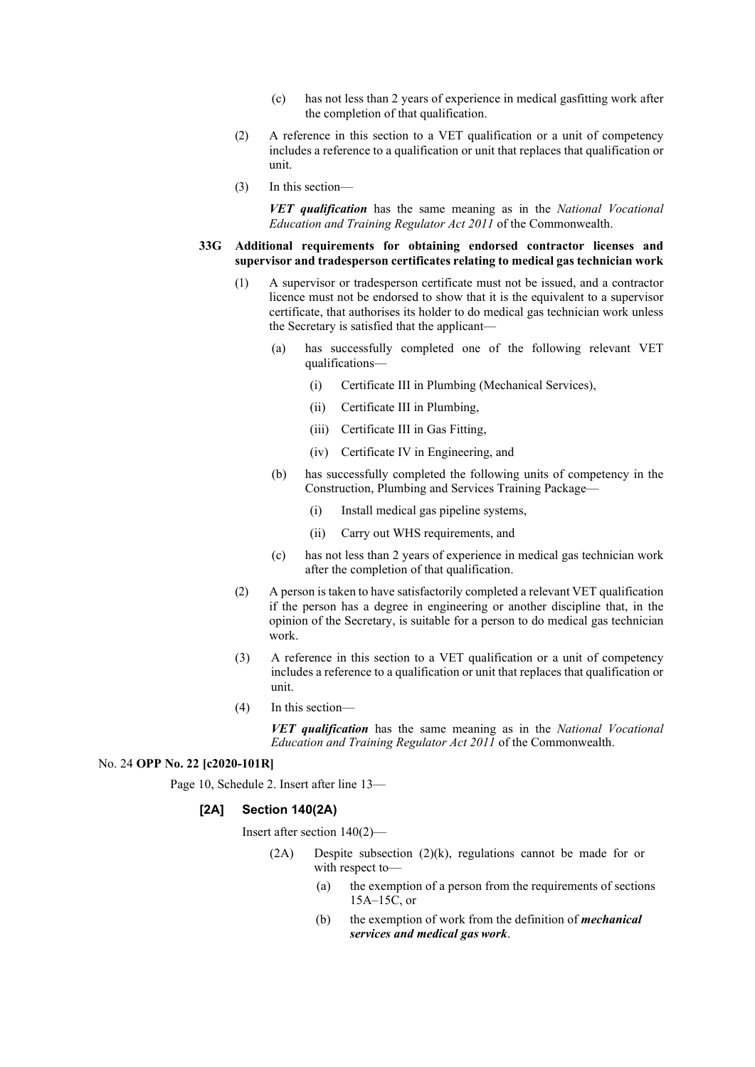(c) has not less than 2 years of experience in medical gasfitting work after the completion of that qualification.

(2) A reference in this section to a VET qualification or a unit of competency includes a reference to a qualification or unit that replaces that qualification or unit.

(3) In this section—

***VET qualification*** has the same meaning as in the *National Vocational Education and Training Regulator Act 2011* of the Commonwealth.

**33G Additional requirements for obtaining endorsed contractor licenses and supervisor and tradesperson certificates relating to medical gas technician work**

(1) A supervisor or tradesperson certificate must not be issued, and a contractor licence must not be endorsed to show that it is the equivalent to a supervisor certificate, that authorises its holder to do medical gas technician work unless the Secretary is satisfied that the applicant—

(a) has successfully completed one of the following relevant VET qualifications—

(i) Certificate III in Plumbing (Mechanical Services),

(ii) Certificate III in Plumbing,

(iii) Certificate III in Gas Fitting,

(iv) Certificate IV in Engineering, and

(b) has successfully completed the following units of competency in the Construction, Plumbing and Services Training Package—

(i) Install medical gas pipeline systems,

(ii) Carry out WHS requirements, and

(c) has not less than 2 years of experience in medical gas technician work after the completion of that qualification.

(2) A person is taken to have satisfactorily completed a relevant VET qualification if the person has a degree in engineering or another discipline that, in the opinion of the Secretary, is suitable for a person to do medical gas technician work.

(3) A reference in this section to a VET qualification or a unit of competency includes a reference to a qualification or unit that replaces that qualification or unit.

(4) In this section—

***VET qualification*** has the same meaning as in the *National Vocational Education and Training Regulator Act 2011* of the Commonwealth.

No. 24 **OPP No. 22 [c2020-101R]**

Page 10, Schedule 2. Insert after line 13—

**[2A] Section 140(2A)**

Insert after section 140(2)—

(2A) Despite subsection (2)(k), regulations cannot be made for or with respect to—

(a) the exemption of a person from the requirements of sections 15A–15C, or

(b) the exemption of work from the definition of ***mechanical services and medical gas work***.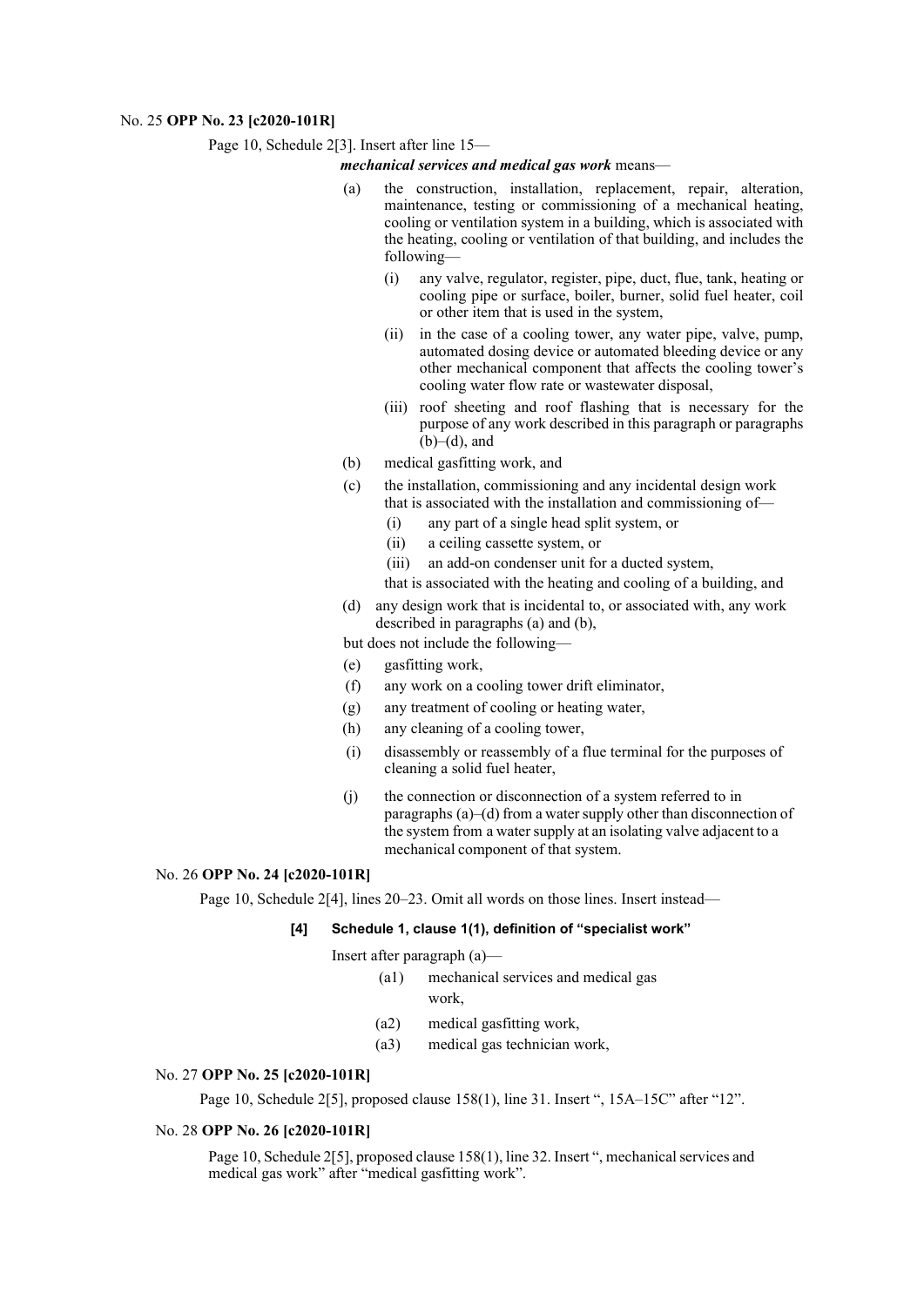No. 25 **OPP No. 23 [c2020-101R]**

Page 10, Schedule 2[3]. Insert after line 15—

***mechanical services and medical gas work*** means—

(a) the construction, installation, replacement, repair, alteration, maintenance, testing or commissioning of a mechanical heating, cooling or ventilation system in a building, which is associated with the heating, cooling or ventilation of that building, and includes the following—

  (i) any valve, regulator, register, pipe, duct, flue, tank, heating or cooling pipe or surface, boiler, burner, solid fuel heater, coil or other item that is used in the system,

  (ii) in the case of a cooling tower, any water pipe, valve, pump, automated dosing device or automated bleeding device or any other mechanical component that affects the cooling tower's cooling water flow rate or wastewater disposal,

  (iii) roof sheeting and roof flashing that is necessary for the purpose of any work described in this paragraph or paragraphs (b)–(d), and

(b) medical gasfitting work, and

(c) the installation, commissioning and any incidental design work that is associated with the installation and commissioning of—

  (i) any part of a single head split system, or

  (ii) a ceiling cassette system, or

  (iii) an add-on condenser unit for a ducted system,

  that is associated with the heating and cooling of a building, and

(d) any design work that is incidental to, or associated with, any work described in paragraphs (a) and (b),

but does not include the following—

(e) gasfitting work,

(f) any work on a cooling tower drift eliminator,

(g) any treatment of cooling or heating water,

(h) any cleaning of a cooling tower,

(i) disassembly or reassembly of a flue terminal for the purposes of cleaning a solid fuel heater,

(j) the connection or disconnection of a system referred to in paragraphs (a)–(d) from a water supply other than disconnection of the system from a water supply at an isolating valve adjacent to a mechanical component of that system.

No. 26 **OPP No. 24 [c2020-101R]**

Page 10, Schedule 2[4], lines 20–23. Omit all words on those lines. Insert instead—

**[4] Schedule 1, clause 1(1), definition of "specialist work"**

Insert after paragraph (a)—

(a1) mechanical services and medical gas work,

(a2) medical gasfitting work,

(a3) medical gas technician work,

No. 27 **OPP No. 25 [c2020-101R]**

Page 10, Schedule 2[5], proposed clause 158(1), line 31. Insert ", 15A–15C" after "12".

No. 28 **OPP No. 26 [c2020-101R]**

Page 10, Schedule 2[5], proposed clause 158(1), line 32. Insert ", mechanical services and medical gas work" after "medical gasfitting work".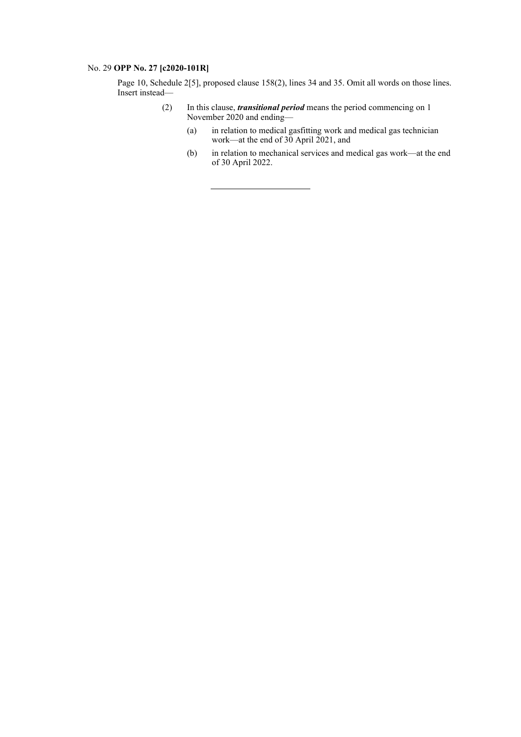No. 29 **OPP No. 27 [c2020-101R]**

Page 10, Schedule 2[5], proposed clause 158(2), lines 34 and 35. Omit all words on those lines. Insert instead—

(2) In this clause, ***transitional period*** means the period commencing on 1 November 2020 and ending—

(a) in relation to medical gasfitting work and medical gas technician work—at the end of 30 April 2021, and

(b) in relation to mechanical services and medical gas work—at the end of 30 April 2022.